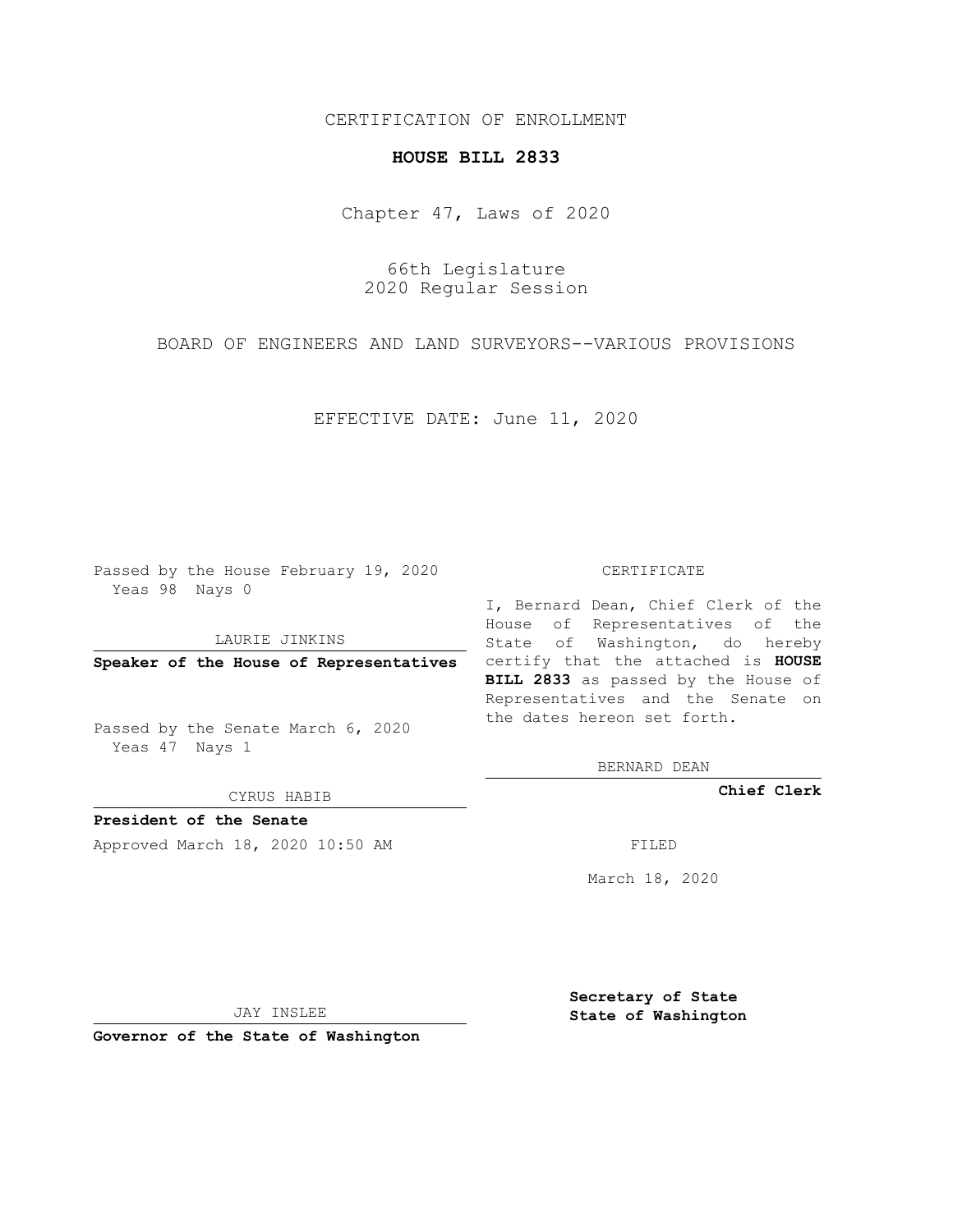CERTIFICATION OF ENROLLMENT

**HOUSE BILL 2833**

Chapter 47, Laws of 2020

66th Legislature
2020 Regular Session

BOARD OF ENGINEERS AND LAND SURVEYORS--VARIOUS PROVISIONS

EFFECTIVE DATE: June 11, 2020

Passed by the House February 19, 2020
Yeas 98 Nays 0

LAURIE JINKINS

**Speaker of the House of Representatives**

Passed by the Senate March 6, 2020
Yeas 47 Nays 1

CYRUS HABIB

**President of the Senate**

Approved March 18, 2020 10:50 AM

JAY INSLEE

**Governor of the State of Washington**

CERTIFICATE

I, Bernard Dean, Chief Clerk of the House of Representatives of the State of Washington, do hereby certify that the attached is **HOUSE BILL 2833** as passed by the House of Representatives and the Senate on the dates hereon set forth.

BERNARD DEAN

**Chief Clerk**

FILED

March 18, 2020

**Secretary of State**
**State of Washington**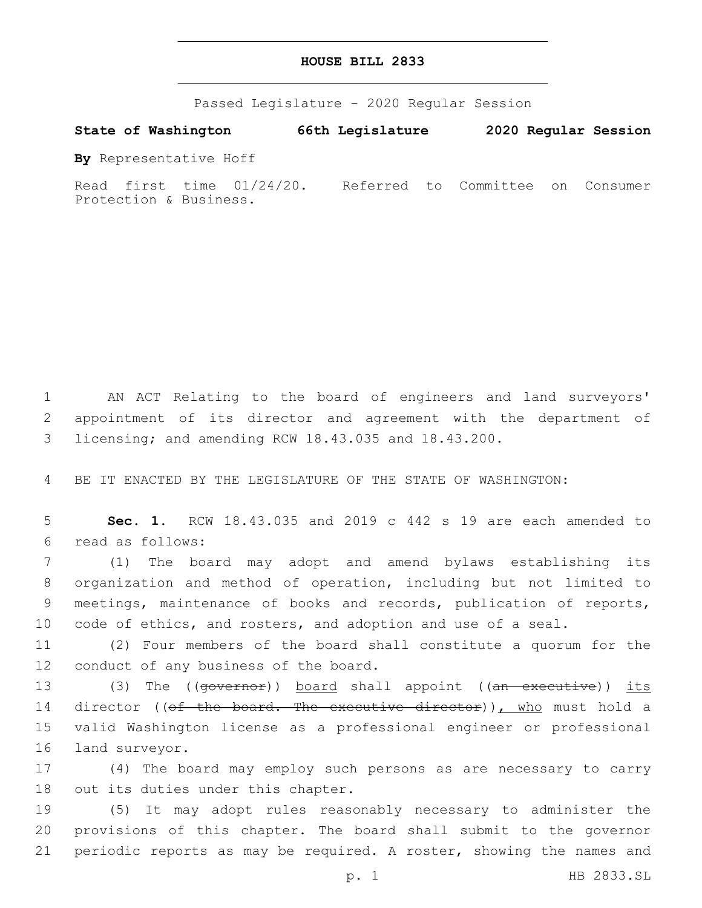# HOUSE BILL 2833

Passed Legislature - 2020 Regular Session

**State of Washington 66th Legislature 2020 Regular Session**

**By** Representative Hoff

Read first time 01/24/20. Referred to Committee on Consumer Protection & Business.

AN ACT Relating to the board of engineers and land surveyors' appointment of its director and agreement with the department of licensing; and amending RCW 18.43.035 and 18.43.200.

BE IT ENACTED BY THE LEGISLATURE OF THE STATE OF WASHINGTON:

**Sec. 1.** RCW 18.43.035 and 2019 c 442 s 19 are each amended to read as follows:

(1) The board may adopt and amend bylaws establishing its organization and method of operation, including but not limited to meetings, maintenance of books and records, publication of reports, code of ethics, and rosters, and adoption and use of a seal.

(2) Four members of the board shall constitute a quorum for the conduct of any business of the board.

(3) The ((~~governor~~)) <u>board</u> shall appoint ((~~an executive~~)) <u>its</u> director ((~~of the board. The executive director~~))<u>, who</u> must hold a valid Washington license as a professional engineer or professional land surveyor.

(4) The board may employ such persons as are necessary to carry out its duties under this chapter.

(5) It may adopt rules reasonably necessary to administer the provisions of this chapter. The board shall submit to the governor periodic reports as may be required. A roster, showing the names and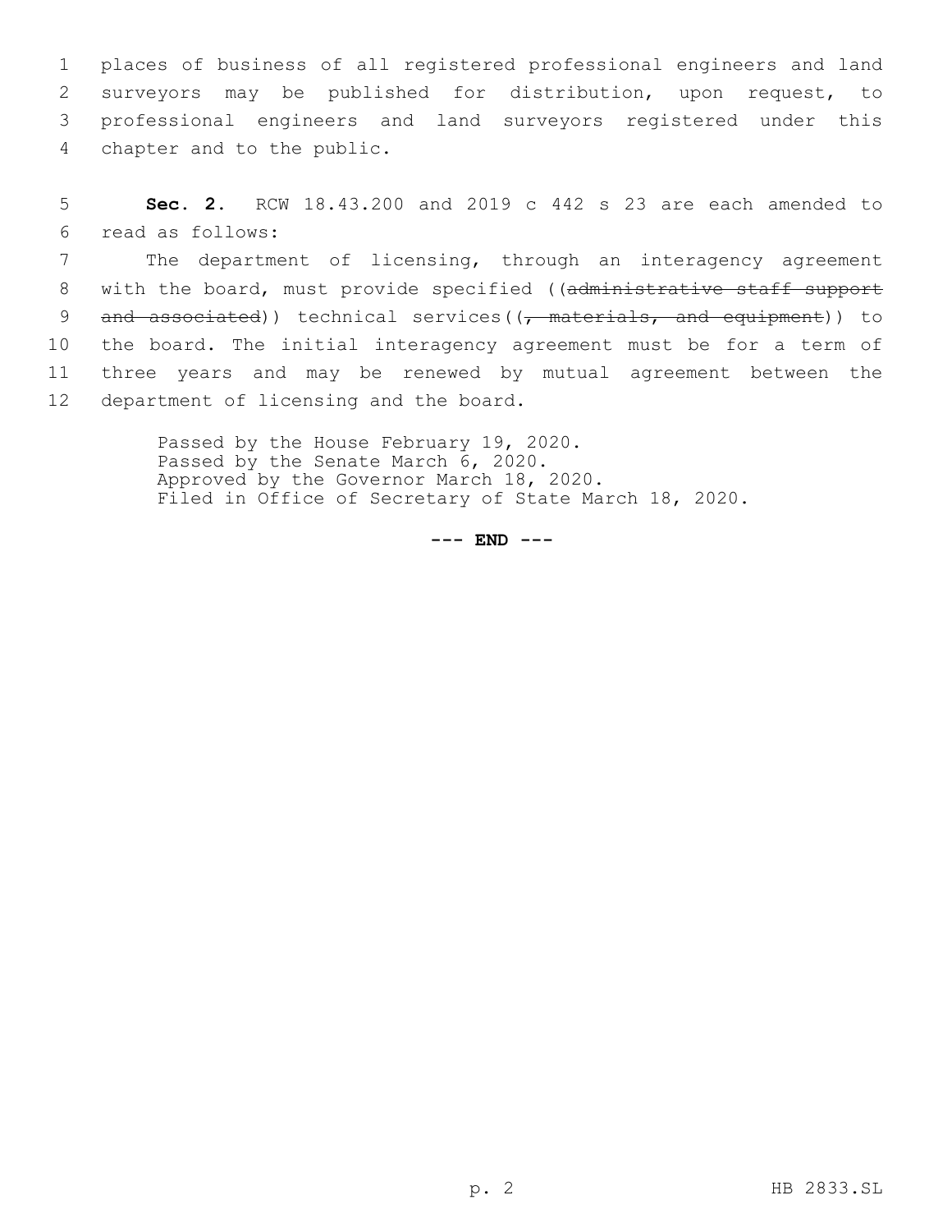places of business of all registered professional engineers and land surveyors may be published for distribution, upon request, to professional engineers and land surveyors registered under this chapter and to the public.

**Sec. 2.** RCW 18.43.200 and 2019 c 442 s 23 are each amended to read as follows:

The department of licensing, through an interagency agreement with the board, must provide specified ((~~administrative staff support and associated~~)) technical services((~~, materials, and equipment~~)) to the board. The initial interagency agreement must be for a term of three years and may be renewed by mutual agreement between the department of licensing and the board.

Passed by the House February 19, 2020.
Passed by the Senate March 6, 2020.
Approved by the Governor March 18, 2020.
Filed in Office of Secretary of State March 18, 2020.

**--- END ---**